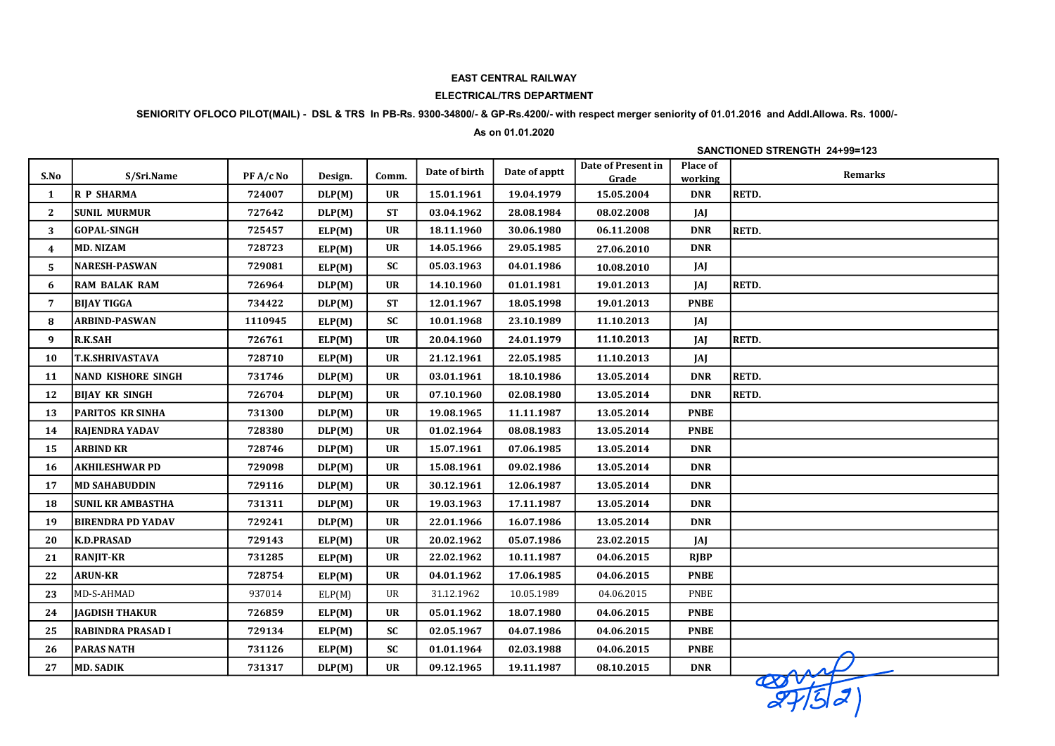**EAST CENTRAL RAILWAY**

**ELECTRICAL/TRS DEPARTMENT**

**SENIORITY OFLOCO PILOT(MAIL) - DSL & TRS In PB-Rs. 9300-34800/- & GP-Rs.4200/- with respect merger seniority of 01.01.2016 and Addl.Allowa. Rs. 1000/-**

**As on 01.01.2020**

**SANCTIONED STRENGTH 24+99=123**

| S.No | S/Sri.Name | PF A/c No | Design. | Comm. | Date of birth | Date of apptt | Date of Present in Grade | Place of working | Remarks |
|---|---|---|---|---|---|---|---|---|---|
| 1 | R P SHARMA | 724007 | DLP(M) | UR | 15.01.1961 | 19.04.1979 | 15.05.2004 | DNR | RETD. |
| 2 | SUNIL MURMUR | 727642 | DLP(M) | ST | 03.04.1962 | 28.08.1984 | 08.02.2008 | JAJ | |
| 3 | GOPAL-SINGH | 725457 | ELP(M) | UR | 18.11.1960 | 30.06.1980 | 06.11.2008 | DNR | RETD. |
| 4 | MD. NIZAM | 728723 | ELP(M) | UR | 14.05.1966 | 29.05.1985 | 27.06.2010 | DNR | |
| 5 | NARESH-PASWAN | 729081 | ELP(M) | SC | 05.03.1963 | 04.01.1986 | 10.08.2010 | JAJ | |
| 6 | RAM BALAK RAM | 726964 | DLP(M) | UR | 14.10.1960 | 01.01.1981 | 19.01.2013 | JAJ | RETD. |
| 7 | BIJAY TIGGA | 734422 | DLP(M) | ST | 12.01.1967 | 18.05.1998 | 19.01.2013 | PNBE | |
| 8 | ARBIND-PASWAN | 1110945 | ELP(M) | SC | 10.01.1968 | 23.10.1989 | 11.10.2013 | JAJ | |
| 9 | R.K.SAH | 726761 | ELP(M) | UR | 20.04.1960 | 24.01.1979 | 11.10.2013 | JAJ | RETD. |
| 10 | T.K.SHRIVASTAVA | 728710 | ELP(M) | UR | 21.12.1961 | 22.05.1985 | 11.10.2013 | JAJ | |
| 11 | NAND KISHORE SINGH | 731746 | DLP(M) | UR | 03.01.1961 | 18.10.1986 | 13.05.2014 | DNR | RETD. |
| 12 | BIJAY KR SINGH | 726704 | DLP(M) | UR | 07.10.1960 | 02.08.1980 | 13.05.2014 | DNR | RETD. |
| 13 | PARITOS KR SINHA | 731300 | DLP(M) | UR | 19.08.1965 | 11.11.1987 | 13.05.2014 | PNBE | |
| 14 | RAJENDRA YADAV | 728380 | DLP(M) | UR | 01.02.1964 | 08.08.1983 | 13.05.2014 | PNBE | |
| 15 | ARBIND KR | 728746 | DLP(M) | UR | 15.07.1961 | 07.06.1985 | 13.05.2014 | DNR | |
| 16 | AKHILESHWAR PD | 729098 | DLP(M) | UR | 15.08.1961 | 09.02.1986 | 13.05.2014 | DNR | |
| 17 | MD SAHABUDDIN | 729116 | DLP(M) | UR | 30.12.1961 | 12.06.1987 | 13.05.2014 | DNR | |
| 18 | SUNIL KR AMBASTHA | 731311 | DLP(M) | UR | 19.03.1963 | 17.11.1987 | 13.05.2014 | DNR | |
| 19 | BIRENDRA PD YADAV | 729241 | DLP(M) | UR | 22.01.1966 | 16.07.1986 | 13.05.2014 | DNR | |
| 20 | K.D.PRASAD | 729143 | ELP(M) | UR | 20.02.1962 | 05.07.1986 | 23.02.2015 | JAJ | |
| 21 | RANJIT-KR | 731285 | ELP(M) | UR | 22.02.1962 | 10.11.1987 | 04.06.2015 | RJBP | |
| 22 | ARUN-KR | 728754 | ELP(M) | UR | 04.01.1962 | 17.06.1985 | 04.06.2015 | PNBE | |
| 23 | MD-S-AHMAD | 937014 | ELP(M) | UR | 31.12.1962 | 10.05.1989 | 04.06.2015 | PNBE | |
| 24 | JAGDISH THAKUR | 726859 | ELP(M) | UR | 05.01.1962 | 18.07.1980 | 04.06.2015 | PNBE | |
| 25 | RABINDRA PRASAD I | 729134 | ELP(M) | SC | 02.05.1967 | 04.07.1986 | 04.06.2015 | PNBE | |
| 26 | PARAS NATH | 731126 | ELP(M) | SC | 01.01.1964 | 02.03.1988 | 04.06.2015 | PNBE | |
| 27 | MD. SADIK | 731317 | DLP(M) | UR | 09.12.1965 | 19.11.1987 | 08.10.2015 | DNR | |

27/5/21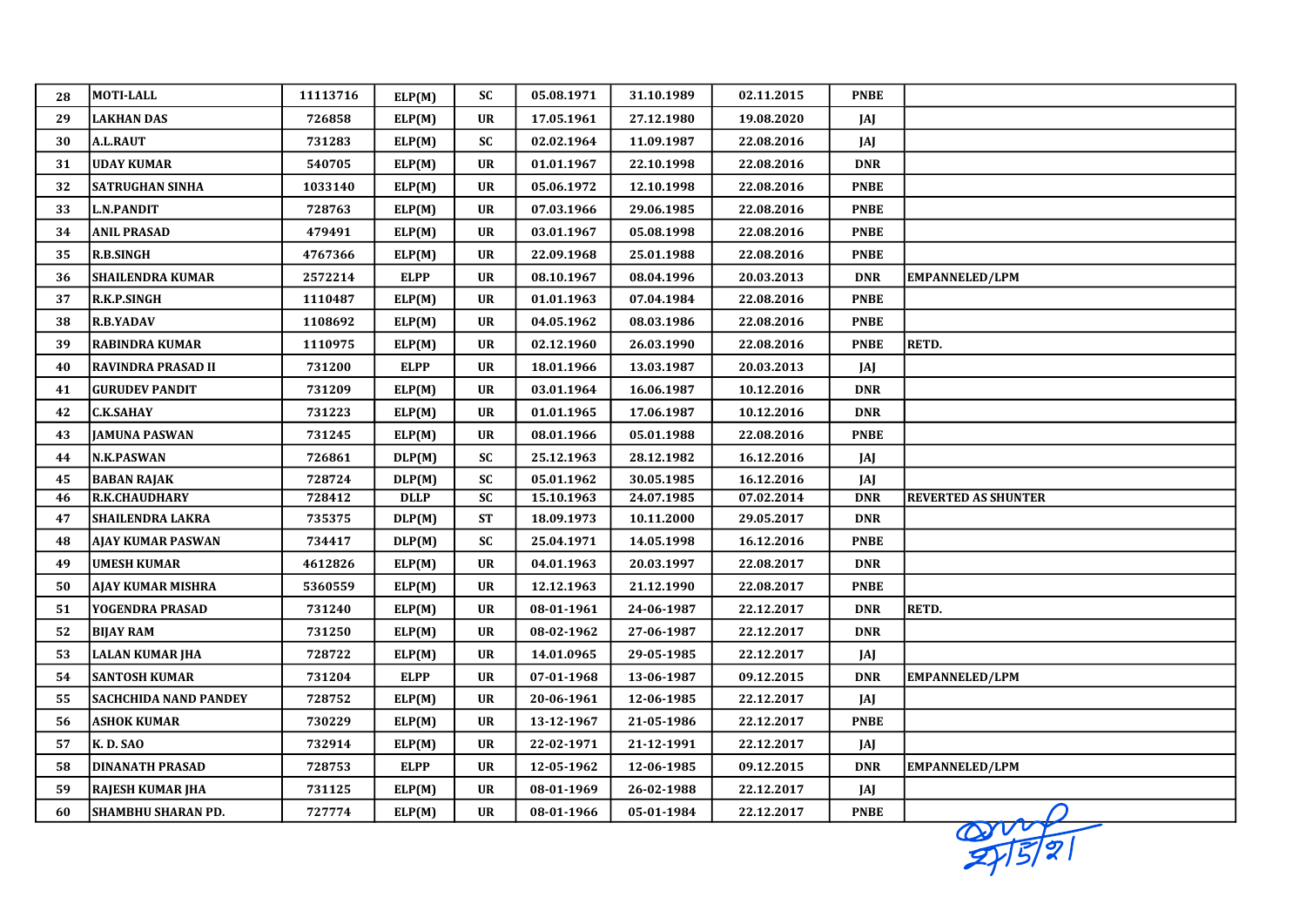| 28 | MOTI-LALL | 11113716 | ELP(M) | SC | 05.08.1971 | 31.10.1989 | 02.11.2015 | PNBE | |
|---|---|---|---|---|---|---|---|---|---|
| 29 | LAKHAN DAS | 726858 | ELP(M) | UR | 17.05.1961 | 27.12.1980 | 19.08.2020 | JAJ | |
| 30 | A.L.RAUT | 731283 | ELP(M) | SC | 02.02.1964 | 11.09.1987 | 22.08.2016 | JAJ | |
| 31 | UDAY KUMAR | 540705 | ELP(M) | UR | 01.01.1967 | 22.10.1998 | 22.08.2016 | DNR | |
| 32 | SATRUGHAN SINHA | 1033140 | ELP(M) | UR | 05.06.1972 | 12.10.1998 | 22.08.2016 | PNBE | |
| 33 | L.N.PANDIT | 728763 | ELP(M) | UR | 07.03.1966 | 29.06.1985 | 22.08.2016 | PNBE | |
| 34 | ANIL PRASAD | 479491 | ELP(M) | UR | 03.01.1967 | 05.08.1998 | 22.08.2016 | PNBE | |
| 35 | R.B.SINGH | 4767366 | ELP(M) | UR | 22.09.1968 | 25.01.1988 | 22.08.2016 | PNBE | |
| 36 | SHAILENDRA KUMAR | 2572214 | ELPP | UR | 08.10.1967 | 08.04.1996 | 20.03.2013 | DNR | EMPANNELED/LPM |
| 37 | R.K.P.SINGH | 1110487 | ELP(M) | UR | 01.01.1963 | 07.04.1984 | 22.08.2016 | PNBE | |
| 38 | R.B.YADAV | 1108692 | ELP(M) | UR | 04.05.1962 | 08.03.1986 | 22.08.2016 | PNBE | |
| 39 | RABINDRA KUMAR | 1110975 | ELP(M) | UR | 02.12.1960 | 26.03.1990 | 22.08.2016 | PNBE | RETD. |
| 40 | RAVINDRA PRASAD II | 731200 | ELPP | UR | 18.01.1966 | 13.03.1987 | 20.03.2013 | JAJ | |
| 41 | GURUDEV PANDIT | 731209 | ELP(M) | UR | 03.01.1964 | 16.06.1987 | 10.12.2016 | DNR | |
| 42 | C.K.SAHAY | 731223 | ELP(M) | UR | 01.01.1965 | 17.06.1987 | 10.12.2016 | DNR | |
| 43 | JAMUNA PASWAN | 731245 | ELP(M) | UR | 08.01.1966 | 05.01.1988 | 22.08.2016 | PNBE | |
| 44 | N.K.PASWAN | 726861 | DLP(M) | SC | 25.12.1963 | 28.12.1982 | 16.12.2016 | JAJ | |
| 45 | BABAN RAJAK | 728724 | DLP(M) | SC | 05.01.1962 | 30.05.1985 | 16.12.2016 | JAJ | |
| 46 | R.K.CHAUDHARY | 728412 | DLLP | SC | 15.10.1963 | 24.07.1985 | 07.02.2014 | DNR | REVERTED AS SHUNTER |
| 47 | SHAILENDRA LAKRA | 735375 | DLP(M) | ST | 18.09.1973 | 10.11.2000 | 29.05.2017 | DNR | |
| 48 | AJAY KUMAR PASWAN | 734417 | DLP(M) | SC | 25.04.1971 | 14.05.1998 | 16.12.2016 | PNBE | |
| 49 | UMESH KUMAR | 4612826 | ELP(M) | UR | 04.01.1963 | 20.03.1997 | 22.08.2017 | DNR | |
| 50 | AJAY KUMAR MISHRA | 5360559 | ELP(M) | UR | 12.12.1963 | 21.12.1990 | 22.08.2017 | PNBE | |
| 51 | YOGENDRA PRASAD | 731240 | ELP(M) | UR | 08-01-1961 | 24-06-1987 | 22.12.2017 | DNR | RETD. |
| 52 | BIJAY RAM | 731250 | ELP(M) | UR | 08-02-1962 | 27-06-1987 | 22.12.2017 | DNR | |
| 53 | LALAN KUMAR JHA | 728722 | ELP(M) | UR | 14.01.0965 | 29-05-1985 | 22.12.2017 | JAJ | |
| 54 | SANTOSH KUMAR | 731204 | ELPP | UR | 07-01-1968 | 13-06-1987 | 09.12.2015 | DNR | EMPANNELED/LPM |
| 55 | SACHCHIDA NAND PANDEY | 728752 | ELP(M) | UR | 20-06-1961 | 12-06-1985 | 22.12.2017 | JAJ | |
| 56 | ASHOK KUMAR | 730229 | ELP(M) | UR | 13-12-1967 | 21-05-1986 | 22.12.2017 | PNBE | |
| 57 | K. D. SAO | 732914 | ELP(M) | UR | 22-02-1971 | 21-12-1991 | 22.12.2017 | JAJ | |
| 58 | DINANATH PRASAD | 728753 | ELPP | UR | 12-05-1962 | 12-06-1985 | 09.12.2015 | DNR | EMPANNELED/LPM |
| 59 | RAJESH KUMAR JHA | 731125 | ELP(M) | UR | 08-01-1969 | 26-02-1988 | 22.12.2017 | JAJ | |
| 60 | SHAMBHU SHARAN PD. | 727774 | ELP(M) | UR | 08-01-1966 | 05-01-1984 | 22.12.2017 | PNBE | |

27/5/21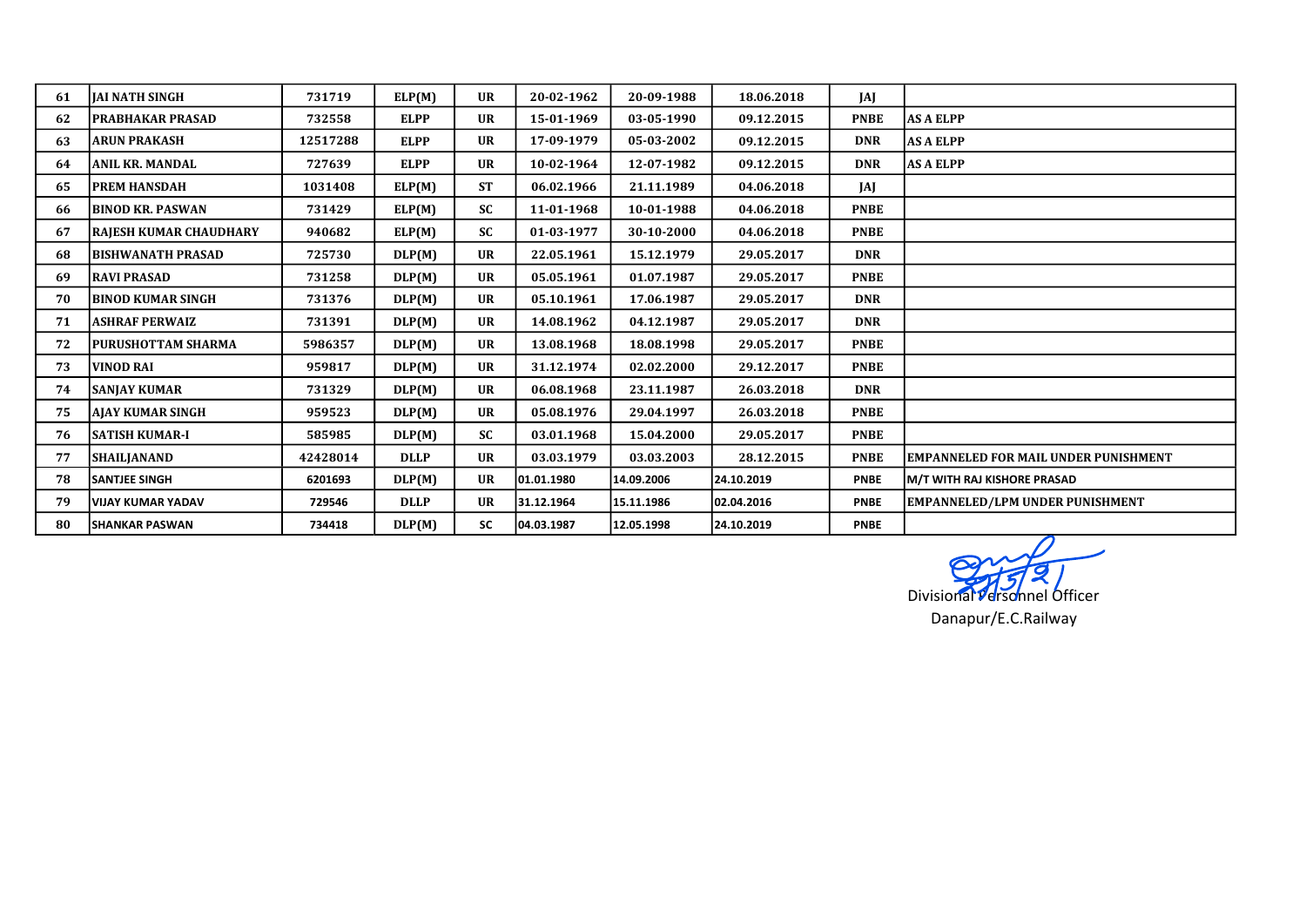| | | | | | | | | | |
|---|---|---|---|---|---|---|---|---|---|
| 61 | JAI NATH SINGH | 731719 | ELP(M) | UR | 20-02-1962 | 20-09-1988 | 18.06.2018 | JAJ | |
| 62 | PRABHAKAR PRASAD | 732558 | ELPP | UR | 15-01-1969 | 03-05-1990 | 09.12.2015 | PNBE | AS A ELPP |
| 63 | ARUN PRAKASH | 12517288 | ELPP | UR | 17-09-1979 | 05-03-2002 | 09.12.2015 | DNR | AS A ELPP |
| 64 | ANIL KR. MANDAL | 727639 | ELPP | UR | 10-02-1964 | 12-07-1982 | 09.12.2015 | DNR | AS A ELPP |
| 65 | PREM HANSDAH | 1031408 | ELP(M) | ST | 06.02.1966 | 21.11.1989 | 04.06.2018 | JAJ | |
| 66 | BINOD KR. PASWAN | 731429 | ELP(M) | SC | 11-01-1968 | 10-01-1988 | 04.06.2018 | PNBE | |
| 67 | RAJESH KUMAR CHAUDHARY | 940682 | ELP(M) | SC | 01-03-1977 | 30-10-2000 | 04.06.2018 | PNBE | |
| 68 | BISHWANATH PRASAD | 725730 | DLP(M) | UR | 22.05.1961 | 15.12.1979 | 29.05.2017 | DNR | |
| 69 | RAVI PRASAD | 731258 | DLP(M) | UR | 05.05.1961 | 01.07.1987 | 29.05.2017 | PNBE | |
| 70 | BINOD KUMAR SINGH | 731376 | DLP(M) | UR | 05.10.1961 | 17.06.1987 | 29.05.2017 | DNR | |
| 71 | ASHRAF PERWAIZ | 731391 | DLP(M) | UR | 14.08.1962 | 04.12.1987 | 29.05.2017 | DNR | |
| 72 | PURUSHOTTAM SHARMA | 5986357 | DLP(M) | UR | 13.08.1968 | 18.08.1998 | 29.05.2017 | PNBE | |
| 73 | VINOD RAI | 959817 | DLP(M) | UR | 31.12.1974 | 02.02.2000 | 29.12.2017 | PNBE | |
| 74 | SANJAY KUMAR | 731329 | DLP(M) | UR | 06.08.1968 | 23.11.1987 | 26.03.2018 | DNR | |
| 75 | AJAY KUMAR SINGH | 959523 | DLP(M) | UR | 05.08.1976 | 29.04.1997 | 26.03.2018 | PNBE | |
| 76 | SATISH KUMAR-I | 585985 | DLP(M) | SC | 03.01.1968 | 15.04.2000 | 29.05.2017 | PNBE | |
| 77 | SHAILJANAND | 42428014 | DLLP | UR | 03.03.1979 | 03.03.2003 | 28.12.2015 | PNBE | EMPANNELED FOR MAIL UNDER PUNISHMENT |
| 78 | SANTJEE SINGH | 6201693 | DLP(M) | UR | 01.01.1980 | 14.09.2006 | 24.10.2019 | PNBE | M/T WITH RAJ KISHORE PRASAD |
| 79 | VIJAY KUMAR YADAV | 729546 | DLLP | UR | 31.12.1964 | 15.11.1986 | 02.04.2016 | PNBE | EMPANNELED/LPM UNDER PUNISHMENT |
| 80 | SHANKAR PASWAN | 734418 | DLP(M) | SC | 04.03.1987 | 12.05.1998 | 24.10.2019 | PNBE | |

Divisional Personnel Officer
Danapur/E.C.Railway